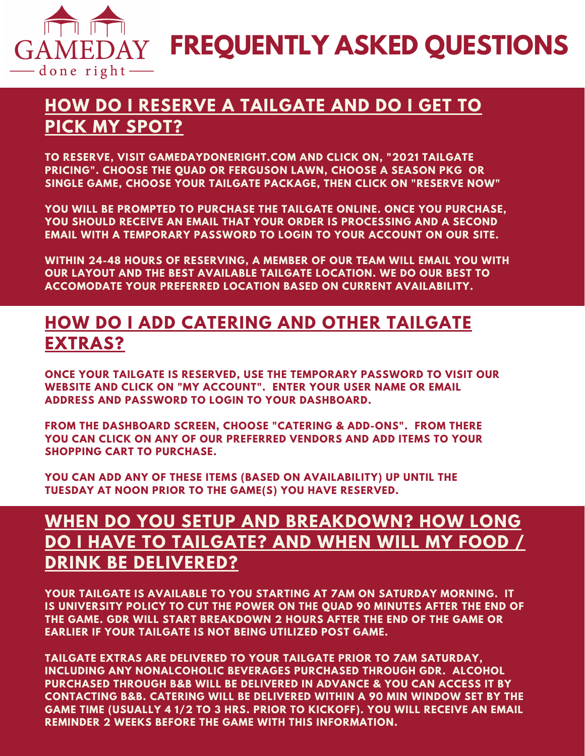GAMEDAY
done right

# FREQUENTLY ASKED QUESTIONS

## HOW DO I RESERVE A TAILGATE AND DO I GET TO PICK MY SPOT?

TO RESERVE, VISIT GAMEDAYDONERIGHT.COM AND CLICK ON, "2021 TAILGATE PRICING". CHOOSE THE QUAD OR FERGUSON LAWN, CHOOSE A SEASON PKG OR SINGLE GAME, CHOOSE YOUR TAILGATE PACKAGE, THEN CLICK ON "RESERVE NOW"

YOU WILL BE PROMPTED TO PURCHASE THE TAILGATE ONLINE. ONCE YOU PURCHASE, YOU SHOULD RECEIVE AN EMAIL THAT YOUR ORDER IS PROCESSING AND A SECOND EMAIL WITH A TEMPORARY PASSWORD TO LOGIN TO YOUR ACCOUNT ON OUR SITE.

WITHIN 24-48 HOURS OF RESERVING, A MEMBER OF OUR TEAM WILL EMAIL YOU WITH OUR LAYOUT AND THE BEST AVAILABLE TAILGATE LOCATION. WE DO OUR BEST TO ACCOMODATE YOUR PREFERRED LOCATION BASED ON CURRENT AVAILABILITY.

## HOW DO I ADD CATERING AND OTHER TAILGATE EXTRAS?

ONCE YOUR TAILGATE IS RESERVED, USE THE TEMPORARY PASSWORD TO VISIT OUR WEBSITE AND CLICK ON "MY ACCOUNT". ENTER YOUR USER NAME OR EMAIL ADDRESS AND PASSWORD TO LOGIN TO YOUR DASHBOARD.

FROM THE DASHBOARD SCREEN, CHOOSE "CATERING & ADD-ONS". FROM THERE YOU CAN CLICK ON ANY OF OUR PREFERRED VENDORS AND ADD ITEMS TO YOUR SHOPPING CART TO PURCHASE.

YOU CAN ADD ANY OF THESE ITEMS (BASED ON AVAILABILITY) UP UNTIL THE TUESDAY AT NOON PRIOR TO THE GAME(S) YOU HAVE RESERVED.

## WHEN DO YOU SETUP AND BREAKDOWN? HOW LONG DO I HAVE TO TAILGATE? AND WHEN WILL MY FOOD / DRINK BE DELIVERED?

YOUR TAILGATE IS AVAILABLE TO YOU STARTING AT 7AM ON SATURDAY MORNING. IT IS UNIVERSITY POLICY TO CUT THE POWER ON THE QUAD 90 MINUTES AFTER THE END OF THE GAME. GDR WILL START BREAKDOWN 2 HOURS AFTER THE END OF THE GAME OR EARLIER IF YOUR TAILGATE IS NOT BEING UTILIZED POST GAME.

TAILGATE EXTRAS ARE DELIVERED TO YOUR TAILGATE PRIOR TO 7AM SATURDAY, INCLUDING ANY NONALCOHOLIC BEVERAGES PURCHASED THROUGH GDR. ALCOHOL PURCHASED THROUGH B&B WILL BE DELIVERED IN ADVANCE & YOU CAN ACCESS IT BY CONTACTING B&B. CATERING WILL BE DELIVERED WITHIN A 90 MIN WINDOW SET BY THE GAME TIME (USUALLY 4 1/2 TO 3 HRS. PRIOR TO KICKOFF). YOU WILL RECEIVE AN EMAIL REMINDER 2 WEEKS BEFORE THE GAME WITH THIS INFORMATION.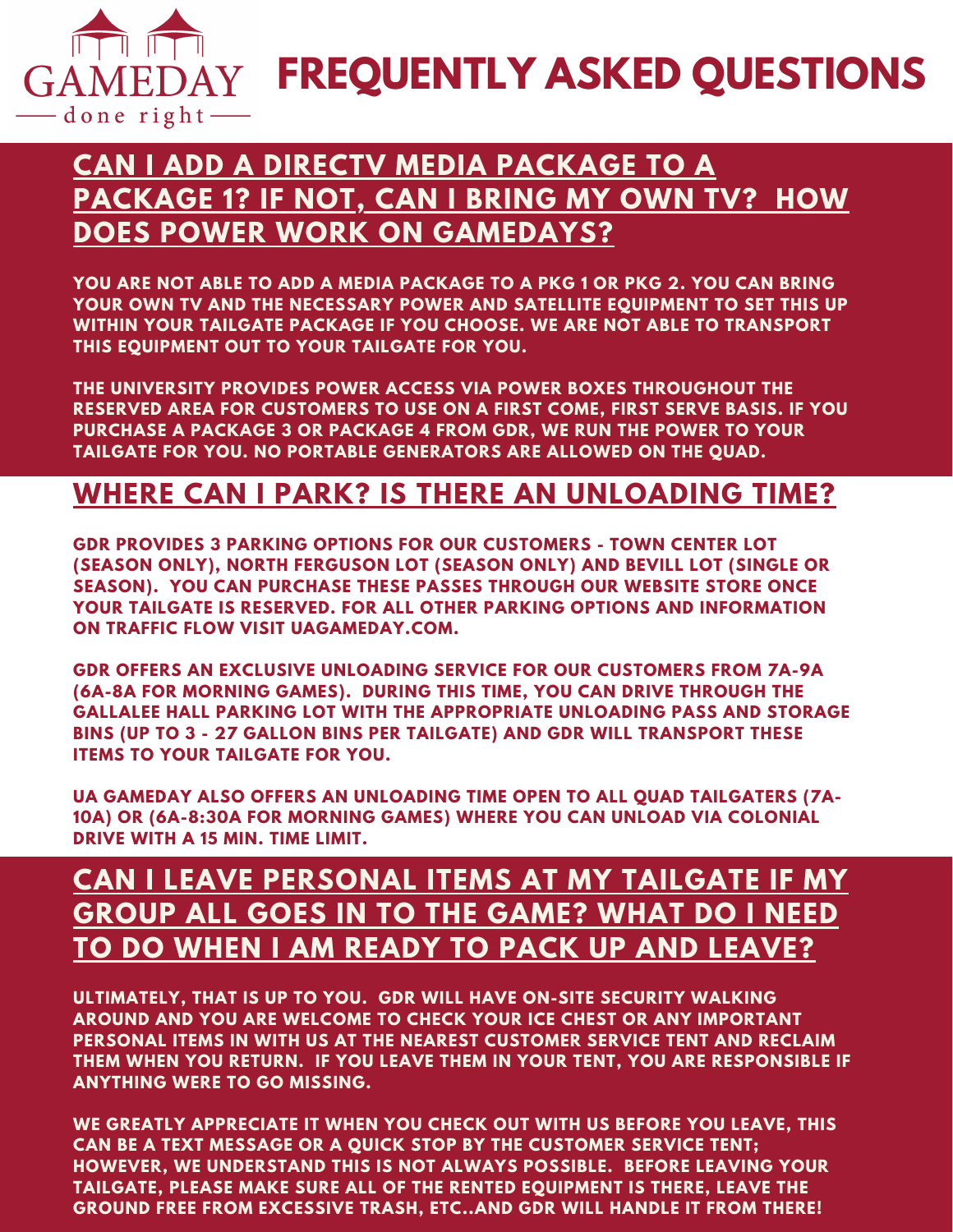GAMEDAY

done right

# FREQUENTLY ASKED QUESTIONS

## CAN I ADD A DIRECTV MEDIA PACKAGE TO A PACKAGE 1? IF NOT, CAN I BRING MY OWN TV? HOW DOES POWER WORK ON GAMEDAYS?

YOU ARE NOT ABLE TO ADD A MEDIA PACKAGE TO A PKG 1 OR PKG 2. YOU CAN BRING YOUR OWN TV AND THE NECESSARY POWER AND SATELLITE EQUIPMENT TO SET THIS UP WITHIN YOUR TAILGATE PACKAGE IF YOU CHOOSE. WE ARE NOT ABLE TO TRANSPORT THIS EQUIPMENT OUT TO YOUR TAILGATE FOR YOU.

THE UNIVERSITY PROVIDES POWER ACCESS VIA POWER BOXES THROUGHOUT THE RESERVED AREA FOR CUSTOMERS TO USE ON A FIRST COME, FIRST SERVE BASIS. IF YOU PURCHASE A PACKAGE 3 OR PACKAGE 4 FROM GDR, WE RUN THE POWER TO YOUR TAILGATE FOR YOU. NO PORTABLE GENERATORS ARE ALLOWED ON THE QUAD.

## WHERE CAN I PARK? IS THERE AN UNLOADING TIME?

GDR PROVIDES 3 PARKING OPTIONS FOR OUR CUSTOMERS - TOWN CENTER LOT (SEASON ONLY), NORTH FERGUSON LOT (SEASON ONLY) AND BEVILL LOT (SINGLE OR SEASON). YOU CAN PURCHASE THESE PASSES THROUGH OUR WEBSITE STORE ONCE YOUR TAILGATE IS RESERVED. FOR ALL OTHER PARKING OPTIONS AND INFORMATION ON TRAFFIC FLOW VISIT UAGAMEDAY.COM.

GDR OFFERS AN EXCLUSIVE UNLOADING SERVICE FOR OUR CUSTOMERS FROM 7A-9A (6A-8A FOR MORNING GAMES). DURING THIS TIME, YOU CAN DRIVE THROUGH THE GALLALEE HALL PARKING LOT WITH THE APPROPRIATE UNLOADING PASS AND STORAGE BINS (UP TO 3 - 27 GALLON BINS PER TAILGATE) AND GDR WILL TRANSPORT THESE ITEMS TO YOUR TAILGATE FOR YOU.

UA GAMEDAY ALSO OFFERS AN UNLOADING TIME OPEN TO ALL QUAD TAILGATERS (7A-10A) OR (6A-8:30A FOR MORNING GAMES) WHERE YOU CAN UNLOAD VIA COLONIAL DRIVE WITH A 15 MIN. TIME LIMIT.

## CAN I LEAVE PERSONAL ITEMS AT MY TAILGATE IF MY GROUP ALL GOES IN TO THE GAME? WHAT DO I NEED TO DO WHEN I AM READY TO PACK UP AND LEAVE?

ULTIMATELY, THAT IS UP TO YOU. GDR WILL HAVE ON-SITE SECURITY WALKING AROUND AND YOU ARE WELCOME TO CHECK YOUR ICE CHEST OR ANY IMPORTANT PERSONAL ITEMS IN WITH US AT THE NEAREST CUSTOMER SERVICE TENT AND RECLAIM THEM WHEN YOU RETURN. IF YOU LEAVE THEM IN YOUR TENT, YOU ARE RESPONSIBLE IF ANYTHING WERE TO GO MISSING.

WE GREATLY APPRECIATE IT WHEN YOU CHECK OUT WITH US BEFORE YOU LEAVE, THIS CAN BE A TEXT MESSAGE OR A QUICK STOP BY THE CUSTOMER SERVICE TENT; HOWEVER, WE UNDERSTAND THIS IS NOT ALWAYS POSSIBLE. BEFORE LEAVING YOUR TAILGATE, PLEASE MAKE SURE ALL OF THE RENTED EQUIPMENT IS THERE, LEAVE THE GROUND FREE FROM EXCESSIVE TRASH, ETC..AND GDR WILL HANDLE IT FROM THERE!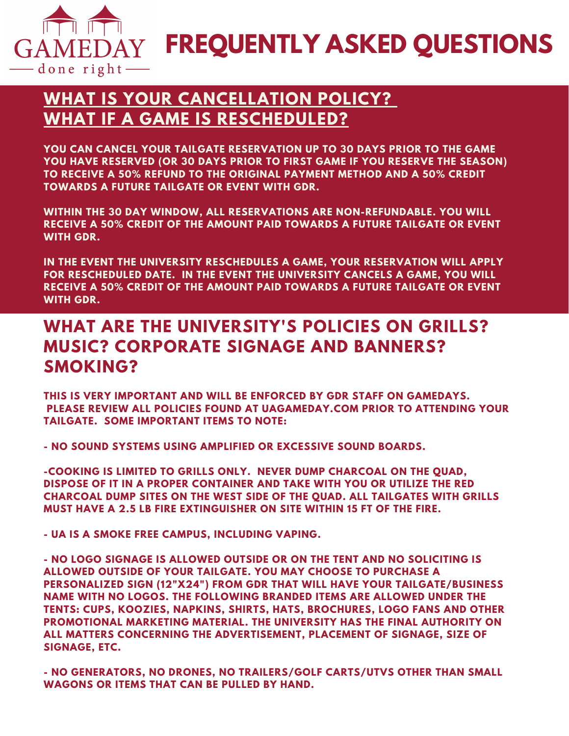GAMEDAY
— done right —

# FREQUENTLY ASKED QUESTIONS

## WHAT IS YOUR CANCELLATION POLICY? WHAT IF A GAME IS RESCHEDULED?

YOU CAN CANCEL YOUR TAILGATE RESERVATION UP TO 30 DAYS PRIOR TO THE GAME YOU HAVE RESERVED (OR 30 DAYS PRIOR TO FIRST GAME IF YOU RESERVE THE SEASON) TO RECEIVE A 50% REFUND TO THE ORIGINAL PAYMENT METHOD AND A 50% CREDIT TOWARDS A FUTURE TAILGATE OR EVENT WITH GDR.

WITHIN THE 30 DAY WINDOW, ALL RESERVATIONS ARE NON-REFUNDABLE. YOU WILL RECEIVE A 50% CREDIT OF THE AMOUNT PAID TOWARDS A FUTURE TAILGATE OR EVENT WITH GDR.

IN THE EVENT THE UNIVERSITY RESCHEDULES A GAME, YOUR RESERVATION WILL APPLY FOR RESCHEDULED DATE. IN THE EVENT THE UNIVERSITY CANCELS A GAME, YOU WILL RECEIVE A 50% CREDIT OF THE AMOUNT PAID TOWARDS A FUTURE TAILGATE OR EVENT WITH GDR.

## WHAT ARE THE UNIVERSITY'S POLICIES ON GRILLS? MUSIC? CORPORATE SIGNAGE AND BANNERS? SMOKING?

THIS IS VERY IMPORTANT AND WILL BE ENFORCED BY GDR STAFF ON GAMEDAYS. PLEASE REVIEW ALL POLICIES FOUND AT UAGAMEDAY.COM PRIOR TO ATTENDING YOUR TAILGATE. SOME IMPORTANT ITEMS TO NOTE:

- NO SOUND SYSTEMS USING AMPLIFIED OR EXCESSIVE SOUND BOARDS.

- COOKING IS LIMITED TO GRILLS ONLY. NEVER DUMP CHARCOAL ON THE QUAD, DISPOSE OF IT IN A PROPER CONTAINER AND TAKE WITH YOU OR UTILIZE THE RED CHARCOAL DUMP SITES ON THE WEST SIDE OF THE QUAD. ALL TAILGATES WITH GRILLS MUST HAVE A 2.5 LB FIRE EXTINGUISHER ON SITE WITHIN 15 FT OF THE FIRE.

- UA IS A SMOKE FREE CAMPUS, INCLUDING VAPING.

- NO LOGO SIGNAGE IS ALLOWED OUTSIDE OR ON THE TENT AND NO SOLICITING IS ALLOWED OUTSIDE OF YOUR TAILGATE. YOU MAY CHOOSE TO PURCHASE A PERSONALIZED SIGN (12"X24") FROM GDR THAT WILL HAVE YOUR TAILGATE/BUSINESS NAME WITH NO LOGOS. THE FOLLOWING BRANDED ITEMS ARE ALLOWED UNDER THE TENTS: CUPS, KOOZIES, NAPKINS, SHIRTS, HATS, BROCHURES, LOGO FANS AND OTHER PROMOTIONAL MARKETING MATERIAL. THE UNIVERSITY HAS THE FINAL AUTHORITY ON ALL MATTERS CONCERNING THE ADVERTISEMENT, PLACEMENT OF SIGNAGE, SIZE OF SIGNAGE, ETC.

- NO GENERATORS, NO DRONES, NO TRAILERS/GOLF CARTS/UTVS OTHER THAN SMALL WAGONS OR ITEMS THAT CAN BE PULLED BY HAND.